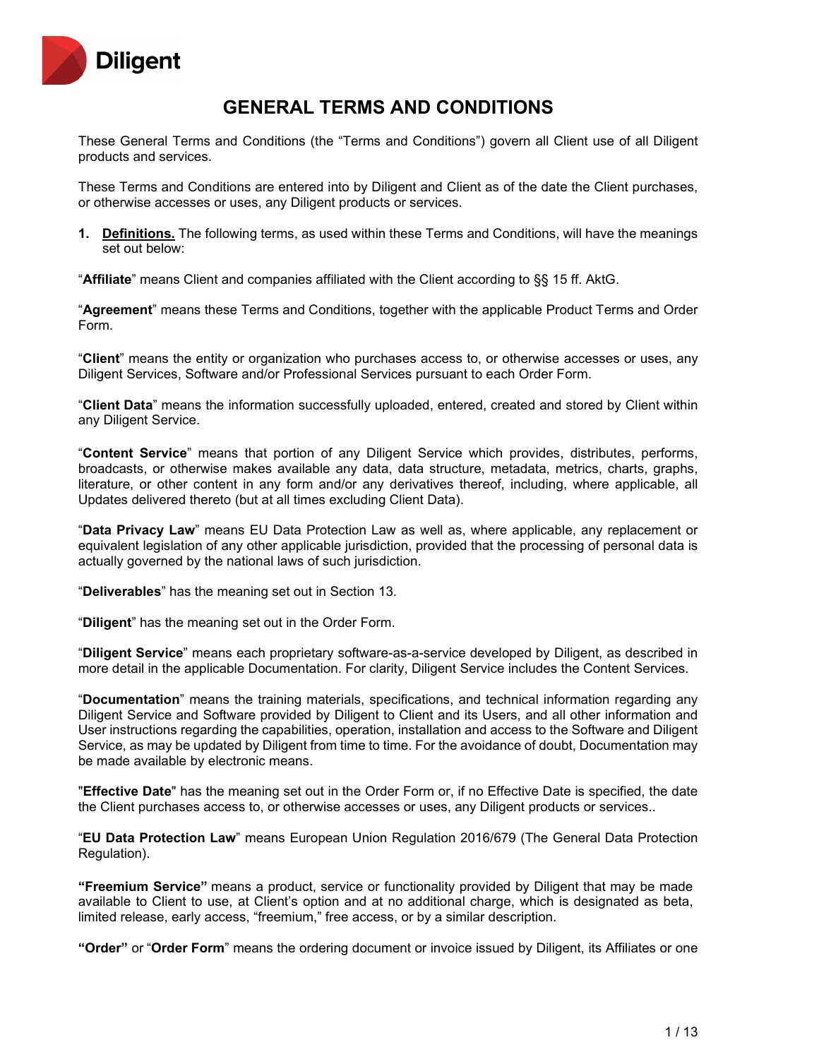# GENERAL TERMS AND CONDITIONS

These General Terms and Conditions (the "Terms and Conditions") govern all Client use of all Diligent products and services.

These Terms and Conditions are entered into by Diligent and Client as of the date the Client purchases, or otherwise accesses or uses, any Diligent products or services.

**1. Definitions.** The following terms, as used within these Terms and Conditions, will have the meanings set out below:

"**Affiliate**" means Client and companies affiliated with the Client according to §§ 15 ff. AktG.

"**Agreement**" means these Terms and Conditions, together with the applicable Product Terms and Order Form.

"**Client**" means the entity or organization who purchases access to, or otherwise accesses or uses, any Diligent Services, Software and/or Professional Services pursuant to each Order Form.

"**Client Data**" means the information successfully uploaded, entered, created and stored by Client within any Diligent Service.

"**Content Service**" means that portion of any Diligent Service which provides, distributes, performs, broadcasts, or otherwise makes available any data, data structure, metadata, metrics, charts, graphs, literature, or other content in any form and/or any derivatives thereof, including, where applicable, all Updates delivered thereto (but at all times excluding Client Data).

"**Data Privacy Law**" means EU Data Protection Law as well as, where applicable, any replacement or equivalent legislation of any other applicable jurisdiction, provided that the processing of personal data is actually governed by the national laws of such jurisdiction.

"**Deliverables**" has the meaning set out in Section 13.

"**Diligent**" has the meaning set out in the Order Form.

"**Diligent Service**" means each proprietary software-as-a-service developed by Diligent, as described in more detail in the applicable Documentation. For clarity, Diligent Service includes the Content Services.

"**Documentation**" means the training materials, specifications, and technical information regarding any Diligent Service and Software provided by Diligent to Client and its Users, and all other information and User instructions regarding the capabilities, operation, installation and access to the Software and Diligent Service, as may be updated by Diligent from time to time. For the avoidance of doubt, Documentation may be made available by electronic means.

"**Effective Date**" has the meaning set out in the Order Form or, if no Effective Date is specified, the date the Client purchases access to, or otherwise accesses or uses, any Diligent products or services..

"**EU Data Protection Law**" means European Union Regulation 2016/679 (The General Data Protection Regulation).

**"Freemium Service"** means a product, service or functionality provided by Diligent that may be made available to Client to use, at Client's option and at no additional charge, which is designated as beta, limited release, early access, "freemium," free access, or by a similar description.

**"Order"** or "**Order Form**" means the ordering document or invoice issued by Diligent, its Affiliates or one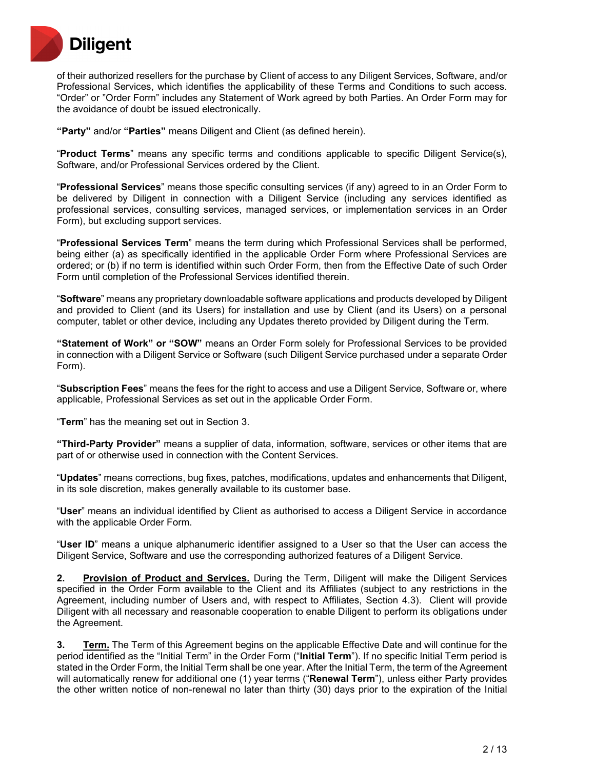of their authorized resellers for the purchase by Client of access to any Diligent Services, Software, and/or Professional Services, which identifies the applicability of these Terms and Conditions to such access. "Order" or "Order Form" includes any Statement of Work agreed by both Parties. An Order Form may for the avoidance of doubt be issued electronically.

**"Party"** and/or **"Parties"** means Diligent and Client (as defined herein).

"**Product Terms**" means any specific terms and conditions applicable to specific Diligent Service(s), Software, and/or Professional Services ordered by the Client.

"**Professional Services**" means those specific consulting services (if any) agreed to in an Order Form to be delivered by Diligent in connection with a Diligent Service (including any services identified as professional services, consulting services, managed services, or implementation services in an Order Form), but excluding support services.

"**Professional Services Term**" means the term during which Professional Services shall be performed, being either (a) as specifically identified in the applicable Order Form where Professional Services are ordered; or (b) if no term is identified within such Order Form, then from the Effective Date of such Order Form until completion of the Professional Services identified therein.

"**Software**" means any proprietary downloadable software applications and products developed by Diligent and provided to Client (and its Users) for installation and use by Client (and its Users) on a personal computer, tablet or other device, including any Updates thereto provided by Diligent during the Term.

**"Statement of Work" or "SOW"** means an Order Form solely for Professional Services to be provided in connection with a Diligent Service or Software (such Diligent Service purchased under a separate Order Form).

"**Subscription Fees**" means the fees for the right to access and use a Diligent Service, Software or, where applicable, Professional Services as set out in the applicable Order Form.

"**Term**" has the meaning set out in Section 3.

**"Third-Party Provider"** means a supplier of data, information, software, services or other items that are part of or otherwise used in connection with the Content Services.

"**Updates**" means corrections, bug fixes, patches, modifications, updates and enhancements that Diligent, in its sole discretion, makes generally available to its customer base.

"**User**" means an individual identified by Client as authorised to access a Diligent Service in accordance with the applicable Order Form.

"**User ID**" means a unique alphanumeric identifier assigned to a User so that the User can access the Diligent Service, Software and use the corresponding authorized features of a Diligent Service.

**2. <u>Provision of Product and Services.</u>** During the Term, Diligent will make the Diligent Services specified in the Order Form available to the Client and its Affiliates (subject to any restrictions in the Agreement, including number of Users and, with respect to Affiliates, Section 4.3). Client will provide Diligent with all necessary and reasonable cooperation to enable Diligent to perform its obligations under the Agreement.

**3. <u>Term.</u>** The Term of this Agreement begins on the applicable Effective Date and will continue for the period identified as the "Initial Term" in the Order Form ("**Initial Term**"). If no specific Initial Term period is stated in the Order Form, the Initial Term shall be one year. After the Initial Term, the term of the Agreement will automatically renew for additional one (1) year terms ("**Renewal Term**"), unless either Party provides the other written notice of non-renewal no later than thirty (30) days prior to the expiration of the Initial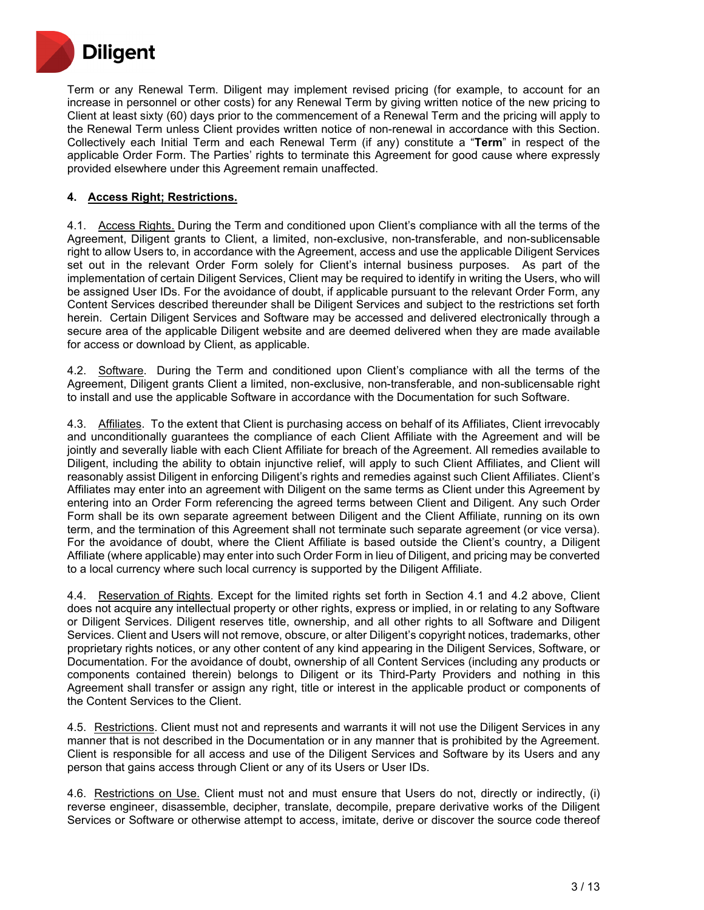Term or any Renewal Term. Diligent may implement revised pricing (for example, to account for an increase in personnel or other costs) for any Renewal Term by giving written notice of the new pricing to Client at least sixty (60) days prior to the commencement of a Renewal Term and the pricing will apply to the Renewal Term unless Client provides written notice of non-renewal in accordance with this Section. Collectively each Initial Term and each Renewal Term (if any) constitute a "**Term**" in respect of the applicable Order Form. The Parties' rights to terminate this Agreement for good cause where expressly provided elsewhere under this Agreement remain unaffected.

**4. Access Right; Restrictions.**

4.1. Access Rights. During the Term and conditioned upon Client's compliance with all the terms of the Agreement, Diligent grants to Client, a limited, non-exclusive, non-transferable, and non-sublicensable right to allow Users to, in accordance with the Agreement, access and use the applicable Diligent Services set out in the relevant Order Form solely for Client's internal business purposes. As part of the implementation of certain Diligent Services, Client may be required to identify in writing the Users, who will be assigned User IDs. For the avoidance of doubt, if applicable pursuant to the relevant Order Form, any Content Services described thereunder shall be Diligent Services and subject to the restrictions set forth herein. Certain Diligent Services and Software may be accessed and delivered electronically through a secure area of the applicable Diligent website and are deemed delivered when they are made available for access or download by Client, as applicable.

4.2. Software. During the Term and conditioned upon Client's compliance with all the terms of the Agreement, Diligent grants Client a limited, non-exclusive, non-transferable, and non-sublicensable right to install and use the applicable Software in accordance with the Documentation for such Software.

4.3. Affiliates. To the extent that Client is purchasing access on behalf of its Affiliates, Client irrevocably and unconditionally guarantees the compliance of each Client Affiliate with the Agreement and will be jointly and severally liable with each Client Affiliate for breach of the Agreement. All remedies available to Diligent, including the ability to obtain injunctive relief, will apply to such Client Affiliates, and Client will reasonably assist Diligent in enforcing Diligent's rights and remedies against such Client Affiliates. Client's Affiliates may enter into an agreement with Diligent on the same terms as Client under this Agreement by entering into an Order Form referencing the agreed terms between Client and Diligent. Any such Order Form shall be its own separate agreement between Diligent and the Client Affiliate, running on its own term, and the termination of this Agreement shall not terminate such separate agreement (or vice versa). For the avoidance of doubt, where the Client Affiliate is based outside the Client's country, a Diligent Affiliate (where applicable) may enter into such Order Form in lieu of Diligent, and pricing may be converted to a local currency where such local currency is supported by the Diligent Affiliate.

4.4. Reservation of Rights. Except for the limited rights set forth in Section 4.1 and 4.2 above, Client does not acquire any intellectual property or other rights, express or implied, in or relating to any Software or Diligent Services. Diligent reserves title, ownership, and all other rights to all Software and Diligent Services. Client and Users will not remove, obscure, or alter Diligent's copyright notices, trademarks, other proprietary rights notices, or any other content of any kind appearing in the Diligent Services, Software, or Documentation. For the avoidance of doubt, ownership of all Content Services (including any products or components contained therein) belongs to Diligent or its Third-Party Providers and nothing in this Agreement shall transfer or assign any right, title or interest in the applicable product or components of the Content Services to the Client.

4.5. Restrictions. Client must not and represents and warrants it will not use the Diligent Services in any manner that is not described in the Documentation or in any manner that is prohibited by the Agreement. Client is responsible for all access and use of the Diligent Services and Software by its Users and any person that gains access through Client or any of its Users or User IDs.

4.6. Restrictions on Use. Client must not and must ensure that Users do not, directly or indirectly, (i) reverse engineer, disassemble, decipher, translate, decompile, prepare derivative works of the Diligent Services or Software or otherwise attempt to access, imitate, derive or discover the source code thereof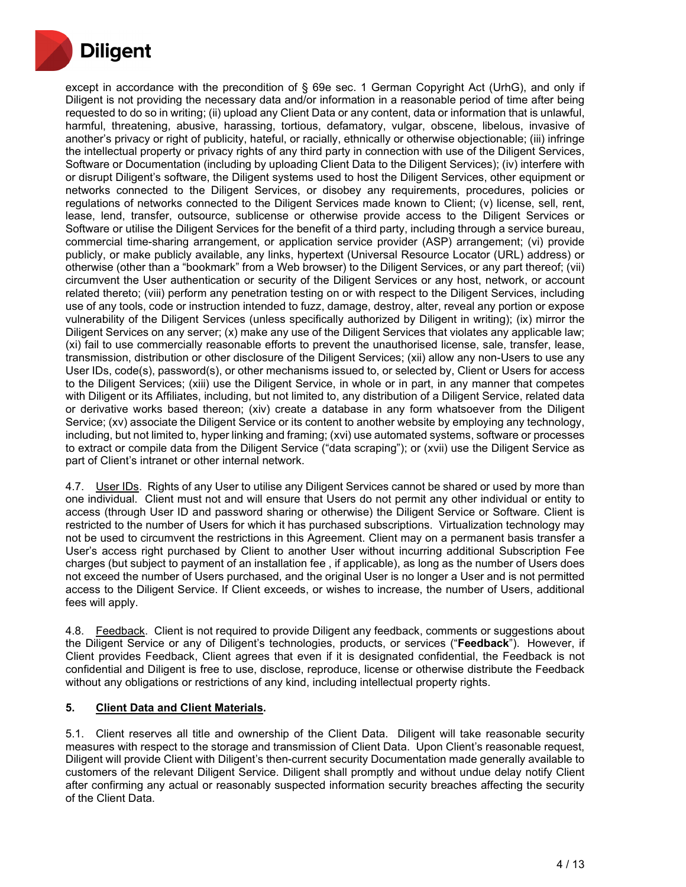except in accordance with the precondition of § 69e sec. 1 German Copyright Act (UrhG), and only if Diligent is not providing the necessary data and/or information in a reasonable period of time after being requested to do so in writing; (ii) upload any Client Data or any content, data or information that is unlawful, harmful, threatening, abusive, harassing, tortious, defamatory, vulgar, obscene, libelous, invasive of another's privacy or right of publicity, hateful, or racially, ethnically or otherwise objectionable; (iii) infringe the intellectual property or privacy rights of any third party in connection with use of the Diligent Services, Software or Documentation (including by uploading Client Data to the Diligent Services); (iv) interfere with or disrupt Diligent's software, the Diligent systems used to host the Diligent Services, other equipment or networks connected to the Diligent Services, or disobey any requirements, procedures, policies or regulations of networks connected to the Diligent Services made known to Client; (v) license, sell, rent, lease, lend, transfer, outsource, sublicense or otherwise provide access to the Diligent Services or Software or utilise the Diligent Services for the benefit of a third party, including through a service bureau, commercial time-sharing arrangement, or application service provider (ASP) arrangement; (vi) provide publicly, or make publicly available, any links, hypertext (Universal Resource Locator (URL) address) or otherwise (other than a "bookmark" from a Web browser) to the Diligent Services, or any part thereof; (vii) circumvent the User authentication or security of the Diligent Services or any host, network, or account related thereto; (viii) perform any penetration testing on or with respect to the Diligent Services, including use of any tools, code or instruction intended to fuzz, damage, destroy, alter, reveal any portion or expose vulnerability of the Diligent Services (unless specifically authorized by Diligent in writing); (ix) mirror the Diligent Services on any server; (x) make any use of the Diligent Services that violates any applicable law; (xi) fail to use commercially reasonable efforts to prevent the unauthorised license, sale, transfer, lease, transmission, distribution or other disclosure of the Diligent Services; (xii) allow any non-Users to use any User IDs, code(s), password(s), or other mechanisms issued to, or selected by, Client or Users for access to the Diligent Services; (xiii) use the Diligent Service, in whole or in part, in any manner that competes with Diligent or its Affiliates, including, but not limited to, any distribution of a Diligent Service, related data or derivative works based thereon; (xiv) create a database in any form whatsoever from the Diligent Service; (xv) associate the Diligent Service or its content to another website by employing any technology, including, but not limited to, hyper linking and framing; (xvi) use automated systems, software or processes to extract or compile data from the Diligent Service ("data scraping"); or (xvii) use the Diligent Service as part of Client's intranet or other internal network.

4.7. User IDs. Rights of any User to utilise any Diligent Services cannot be shared or used by more than one individual. Client must not and will ensure that Users do not permit any other individual or entity to access (through User ID and password sharing or otherwise) the Diligent Service or Software. Client is restricted to the number of Users for which it has purchased subscriptions. Virtualization technology may not be used to circumvent the restrictions in this Agreement. Client may on a permanent basis transfer a User's access right purchased by Client to another User without incurring additional Subscription Fee charges (but subject to payment of an installation fee , if applicable), as long as the number of Users does not exceed the number of Users purchased, and the original User is no longer a User and is not permitted access to the Diligent Service. If Client exceeds, or wishes to increase, the number of Users, additional fees will apply.

4.8. Feedback. Client is not required to provide Diligent any feedback, comments or suggestions about the Diligent Service or any of Diligent's technologies, products, or services ("**Feedback**"). However, if Client provides Feedback, Client agrees that even if it is designated confidential, the Feedback is not confidential and Diligent is free to use, disclose, reproduce, license or otherwise distribute the Feedback without any obligations or restrictions of any kind, including intellectual property rights.

## 5. Client Data and Client Materials.

5.1. Client reserves all title and ownership of the Client Data. Diligent will take reasonable security measures with respect to the storage and transmission of Client Data. Upon Client's reasonable request, Diligent will provide Client with Diligent's then-current security Documentation made generally available to customers of the relevant Diligent Service. Diligent shall promptly and without undue delay notify Client after confirming any actual or reasonably suspected information security breaches affecting the security of the Client Data.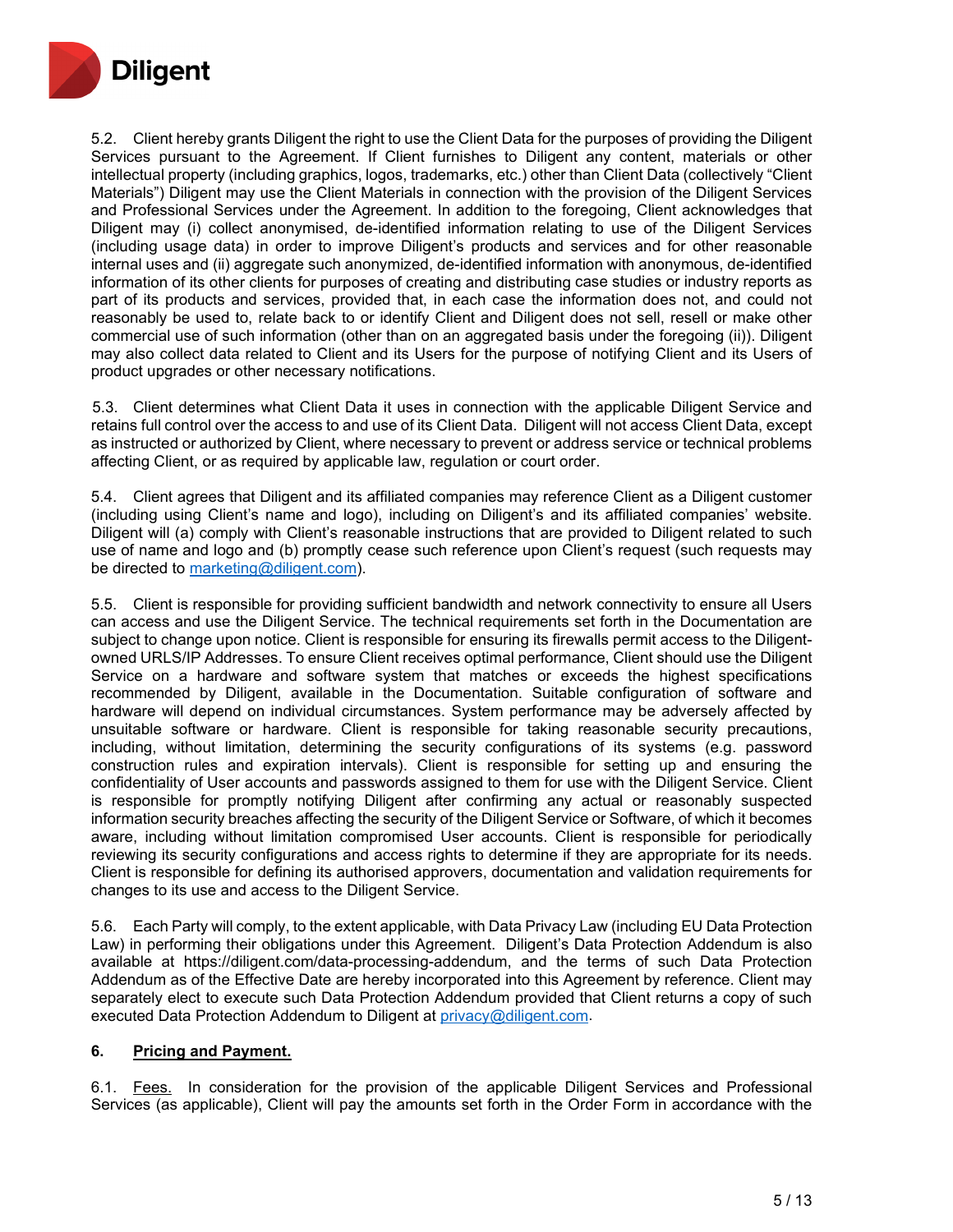5.2. Client hereby grants Diligent the right to use the Client Data for the purposes of providing the Diligent Services pursuant to the Agreement. If Client furnishes to Diligent any content, materials or other intellectual property (including graphics, logos, trademarks, etc.) other than Client Data (collectively "Client Materials") Diligent may use the Client Materials in connection with the provision of the Diligent Services and Professional Services under the Agreement. In addition to the foregoing, Client acknowledges that Diligent may (i) collect anonymised, de-identified information relating to use of the Diligent Services (including usage data) in order to improve Diligent's products and services and for other reasonable internal uses and (ii) aggregate such anonymized, de-identified information with anonymous, de-identified information of its other clients for purposes of creating and distributing case studies or industry reports as part of its products and services, provided that, in each case the information does not, and could not reasonably be used to, relate back to or identify Client and Diligent does not sell, resell or make other commercial use of such information (other than on an aggregated basis under the foregoing (ii)). Diligent may also collect data related to Client and its Users for the purpose of notifying Client and its Users of product upgrades or other necessary notifications.

5.3. Client determines what Client Data it uses in connection with the applicable Diligent Service and retains full control over the access to and use of its Client Data. Diligent will not access Client Data, except as instructed or authorized by Client, where necessary to prevent or address service or technical problems affecting Client, or as required by applicable law, regulation or court order.

5.4. Client agrees that Diligent and its affiliated companies may reference Client as a Diligent customer (including using Client's name and logo), including on Diligent's and its affiliated companies' website. Diligent will (a) comply with Client's reasonable instructions that are provided to Diligent related to such use of name and logo and (b) promptly cease such reference upon Client's request (such requests may be directed to marketing@diligent.com).

5.5. Client is responsible for providing sufficient bandwidth and network connectivity to ensure all Users can access and use the Diligent Service. The technical requirements set forth in the Documentation are subject to change upon notice. Client is responsible for ensuring its firewalls permit access to the Diligent-owned URLS/IP Addresses. To ensure Client receives optimal performance, Client should use the Diligent Service on a hardware and software system that matches or exceeds the highest specifications recommended by Diligent, available in the Documentation. Suitable configuration of software and hardware will depend on individual circumstances. System performance may be adversely affected by unsuitable software or hardware. Client is responsible for taking reasonable security precautions, including, without limitation, determining the security configurations of its systems (e.g. password construction rules and expiration intervals). Client is responsible for setting up and ensuring the confidentiality of User accounts and passwords assigned to them for use with the Diligent Service. Client is responsible for promptly notifying Diligent after confirming any actual or reasonably suspected information security breaches affecting the security of the Diligent Service or Software, of which it becomes aware, including without limitation compromised User accounts. Client is responsible for periodically reviewing its security configurations and access rights to determine if they are appropriate for its needs. Client is responsible for defining its authorised approvers, documentation and validation requirements for changes to its use and access to the Diligent Service.

5.6. Each Party will comply, to the extent applicable, with Data Privacy Law (including EU Data Protection Law) in performing their obligations under this Agreement. Diligent's Data Protection Addendum is also available at https://diligent.com/data-processing-addendum, and the terms of such Data Protection Addendum as of the Effective Date are hereby incorporated into this Agreement by reference. Client may separately elect to execute such Data Protection Addendum provided that Client returns a copy of such executed Data Protection Addendum to Diligent at privacy@diligent.com.

## 6. Pricing and Payment.

6.1. Fees. In consideration for the provision of the applicable Diligent Services and Professional Services (as applicable), Client will pay the amounts set forth in the Order Form in accordance with the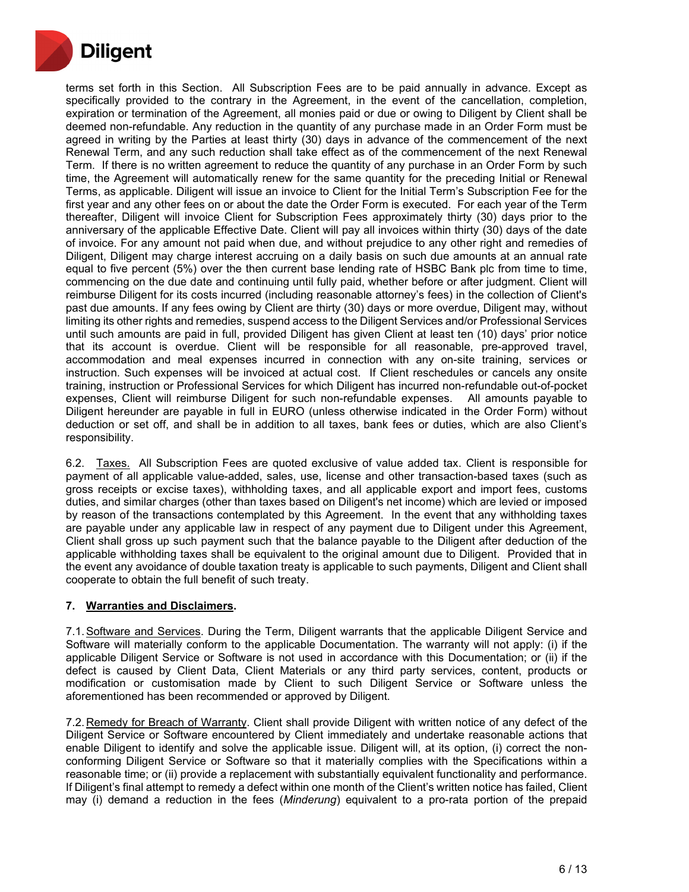terms set forth in this Section. All Subscription Fees are to be paid annually in advance. Except as specifically provided to the contrary in the Agreement, in the event of the cancellation, completion, expiration or termination of the Agreement, all monies paid or due or owing to Diligent by Client shall be deemed non-refundable. Any reduction in the quantity of any purchase made in an Order Form must be agreed in writing by the Parties at least thirty (30) days in advance of the commencement of the next Renewal Term, and any such reduction shall take effect as of the commencement of the next Renewal Term. If there is no written agreement to reduce the quantity of any purchase in an Order Form by such time, the Agreement will automatically renew for the same quantity for the preceding Initial or Renewal Terms, as applicable. Diligent will issue an invoice to Client for the Initial Term's Subscription Fee for the first year and any other fees on or about the date the Order Form is executed. For each year of the Term thereafter, Diligent will invoice Client for Subscription Fees approximately thirty (30) days prior to the anniversary of the applicable Effective Date. Client will pay all invoices within thirty (30) days of the date of invoice. For any amount not paid when due, and without prejudice to any other right and remedies of Diligent, Diligent may charge interest accruing on a daily basis on such due amounts at an annual rate equal to five percent (5%) over the then current base lending rate of HSBC Bank plc from time to time, commencing on the due date and continuing until fully paid, whether before or after judgment. Client will reimburse Diligent for its costs incurred (including reasonable attorney's fees) in the collection of Client's past due amounts. If any fees owing by Client are thirty (30) days or more overdue, Diligent may, without limiting its other rights and remedies, suspend access to the Diligent Services and/or Professional Services until such amounts are paid in full, provided Diligent has given Client at least ten (10) days' prior notice that its account is overdue. Client will be responsible for all reasonable, pre-approved travel, accommodation and meal expenses incurred in connection with any on-site training, services or instruction. Such expenses will be invoiced at actual cost. If Client reschedules or cancels any onsite training, instruction or Professional Services for which Diligent has incurred non-refundable out-of-pocket expenses, Client will reimburse Diligent for such non-refundable expenses. All amounts payable to Diligent hereunder are payable in full in EURO (unless otherwise indicated in the Order Form) without deduction or set off, and shall be in addition to all taxes, bank fees or duties, which are also Client's responsibility.

6.2. Taxes. All Subscription Fees are quoted exclusive of value added tax. Client is responsible for payment of all applicable value-added, sales, use, license and other transaction-based taxes (such as gross receipts or excise taxes), withholding taxes, and all applicable export and import fees, customs duties, and similar charges (other than taxes based on Diligent's net income) which are levied or imposed by reason of the transactions contemplated by this Agreement. In the event that any withholding taxes are payable under any applicable law in respect of any payment due to Diligent under this Agreement, Client shall gross up such payment such that the balance payable to the Diligent after deduction of the applicable withholding taxes shall be equivalent to the original amount due to Diligent. Provided that in the event any avoidance of double taxation treaty is applicable to such payments, Diligent and Client shall cooperate to obtain the full benefit of such treaty.

## 7. Warranties and Disclaimers.

7.1. Software and Services. During the Term, Diligent warrants that the applicable Diligent Service and Software will materially conform to the applicable Documentation. The warranty will not apply: (i) if the applicable Diligent Service or Software is not used in accordance with this Documentation; or (ii) if the defect is caused by Client Data, Client Materials or any third party services, content, products or modification or customisation made by Client to such Diligent Service or Software unless the aforementioned has been recommended or approved by Diligent.

7.2. Remedy for Breach of Warranty. Client shall provide Diligent with written notice of any defect of the Diligent Service or Software encountered by Client immediately and undertake reasonable actions that enable Diligent to identify and solve the applicable issue. Diligent will, at its option, (i) correct the non-conforming Diligent Service or Software so that it materially complies with the Specifications within a reasonable time; or (ii) provide a replacement with substantially equivalent functionality and performance. If Diligent's final attempt to remedy a defect within one month of the Client's written notice has failed, Client may (i) demand a reduction in the fees (*Minderung*) equivalent to a pro-rata portion of the prepaid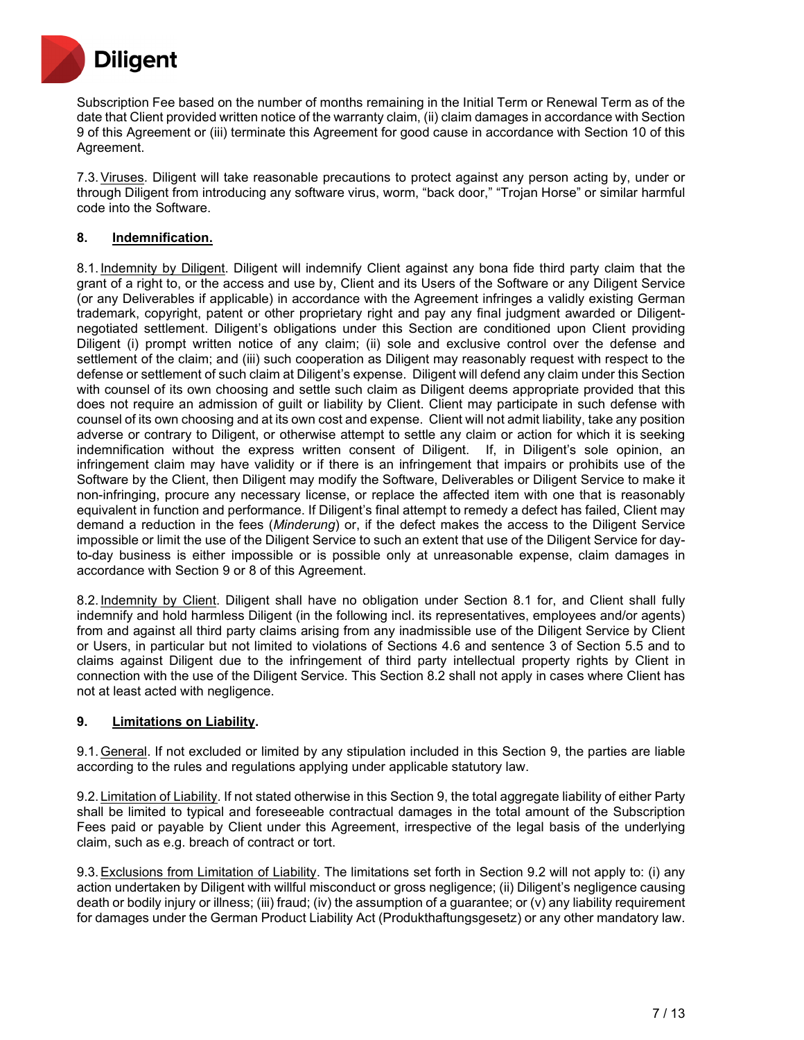Subscription Fee based on the number of months remaining in the Initial Term or Renewal Term as of the date that Client provided written notice of the warranty claim, (ii) claim damages in accordance with Section 9 of this Agreement or (iii) terminate this Agreement for good cause in accordance with Section 10 of this Agreement.

7.3. Viruses. Diligent will take reasonable precautions to protect against any person acting by, under or through Diligent from introducing any software virus, worm, "back door," "Trojan Horse" or similar harmful code into the Software.

## 8. Indemnification.

8.1. Indemnity by Diligent. Diligent will indemnify Client against any bona fide third party claim that the grant of a right to, or the access and use by, Client and its Users of the Software or any Diligent Service (or any Deliverables if applicable) in accordance with the Agreement infringes a validly existing German trademark, copyright, patent or other proprietary right and pay any final judgment awarded or Diligent-negotiated settlement. Diligent's obligations under this Section are conditioned upon Client providing Diligent (i) prompt written notice of any claim; (ii) sole and exclusive control over the defense and settlement of the claim; and (iii) such cooperation as Diligent may reasonably request with respect to the defense or settlement of such claim at Diligent's expense. Diligent will defend any claim under this Section with counsel of its own choosing and settle such claim as Diligent deems appropriate provided that this does not require an admission of guilt or liability by Client. Client may participate in such defense with counsel of its own choosing and at its own cost and expense. Client will not admit liability, take any position adverse or contrary to Diligent, or otherwise attempt to settle any claim or action for which it is seeking indemnification without the express written consent of Diligent. If, in Diligent's sole opinion, an infringement claim may have validity or if there is an infringement that impairs or prohibits use of the Software by the Client, then Diligent may modify the Software, Deliverables or Diligent Service to make it non-infringing, procure any necessary license, or replace the affected item with one that is reasonably equivalent in function and performance. If Diligent's final attempt to remedy a defect has failed, Client may demand a reduction in the fees (*Minderung*) or, if the defect makes the access to the Diligent Service impossible or limit the use of the Diligent Service to such an extent that use of the Diligent Service for day-to-day business is either impossible or is possible only at unreasonable expense, claim damages in accordance with Section 9 or 8 of this Agreement.

8.2. Indemnity by Client. Diligent shall have no obligation under Section 8.1 for, and Client shall fully indemnify and hold harmless Diligent (in the following incl. its representatives, employees and/or agents) from and against all third party claims arising from any inadmissible use of the Diligent Service by Client or Users, in particular but not limited to violations of Sections 4.6 and sentence 3 of Section 5.5 and to claims against Diligent due to the infringement of third party intellectual property rights by Client in connection with the use of the Diligent Service. This Section 8.2 shall not apply in cases where Client has not at least acted with negligence.

## 9. Limitations on Liability.

9.1. General. If not excluded or limited by any stipulation included in this Section 9, the parties are liable according to the rules and regulations applying under applicable statutory law.

9.2. Limitation of Liability. If not stated otherwise in this Section 9, the total aggregate liability of either Party shall be limited to typical and foreseeable contractual damages in the total amount of the Subscription Fees paid or payable by Client under this Agreement, irrespective of the legal basis of the underlying claim, such as e.g. breach of contract or tort.

9.3. Exclusions from Limitation of Liability. The limitations set forth in Section 9.2 will not apply to: (i) any action undertaken by Diligent with willful misconduct or gross negligence; (ii) Diligent's negligence causing death or bodily injury or illness; (iii) fraud; (iv) the assumption of a guarantee; or (v) any liability requirement for damages under the German Product Liability Act (Produkthaftungsgesetz) or any other mandatory law.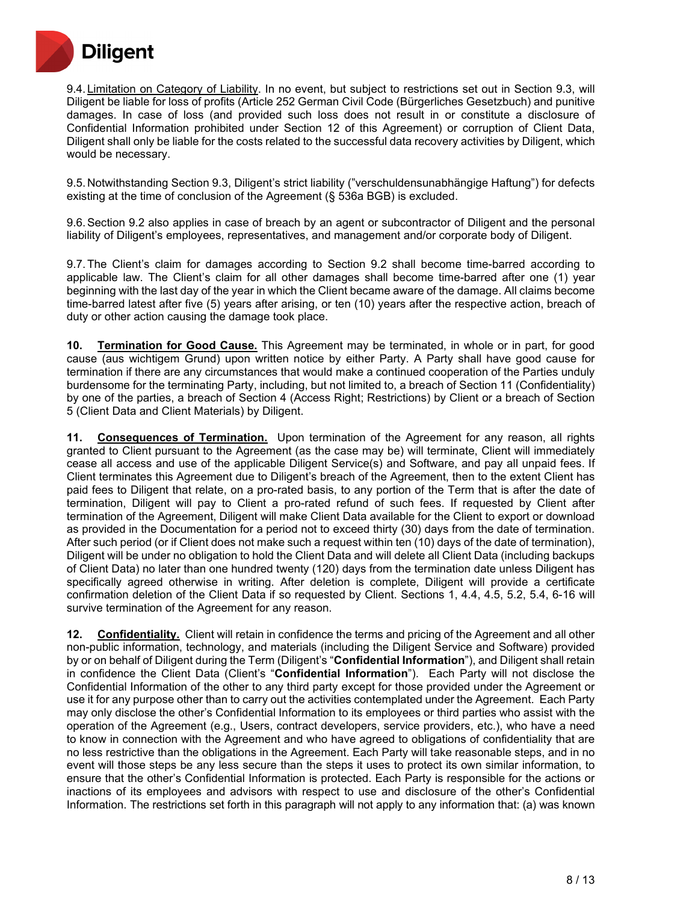9.4. <u>Limitation on Category of Liability</u>. In no event, but subject to restrictions set out in Section 9.3, will Diligent be liable for loss of profits (Article 252 German Civil Code (Bürgerliches Gesetzbuch) and punitive damages. In case of loss (and provided such loss does not result in or constitute a disclosure of Confidential Information prohibited under Section 12 of this Agreement) or corruption of Client Data, Diligent shall only be liable for the costs related to the successful data recovery activities by Diligent, which would be necessary.

9.5. Notwithstanding Section 9.3, Diligent's strict liability ("verschuldensunabhängige Haftung") for defects existing at the time of conclusion of the Agreement (§ 536a BGB) is excluded.

9.6. Section 9.2 also applies in case of breach by an agent or subcontractor of Diligent and the personal liability of Diligent's employees, representatives, and management and/or corporate body of Diligent.

9.7. The Client's claim for damages according to Section 9.2 shall become time-barred according to applicable law. The Client's claim for all other damages shall become time-barred after one (1) year beginning with the last day of the year in which the Client became aware of the damage. All claims become time-barred latest after five (5) years after arising, or ten (10) years after the respective action, breach of duty or other action causing the damage took place.

**10. <u>Termination for Good Cause.</u>** This Agreement may be terminated, in whole or in part, for good cause (aus wichtigem Grund) upon written notice by either Party. A Party shall have good cause for termination if there are any circumstances that would make a continued cooperation of the Parties unduly burdensome for the terminating Party, including, but not limited to, a breach of Section 11 (Confidentiality) by one of the parties, a breach of Section 4 (Access Right; Restrictions) by Client or a breach of Section 5 (Client Data and Client Materials) by Diligent.

**11. <u>Consequences of Termination.</u>** Upon termination of the Agreement for any reason, all rights granted to Client pursuant to the Agreement (as the case may be) will terminate, Client will immediately cease all access and use of the applicable Diligent Service(s) and Software, and pay all unpaid fees. If Client terminates this Agreement due to Diligent's breach of the Agreement, then to the extent Client has paid fees to Diligent that relate, on a pro-rated basis, to any portion of the Term that is after the date of termination, Diligent will pay to Client a pro-rated refund of such fees. If requested by Client after termination of the Agreement, Diligent will make Client Data available for the Client to export or download as provided in the Documentation for a period not to exceed thirty (30) days from the date of termination. After such period (or if Client does not make such a request within ten (10) days of the date of termination), Diligent will be under no obligation to hold the Client Data and will delete all Client Data (including backups of Client Data) no later than one hundred twenty (120) days from the termination date unless Diligent has specifically agreed otherwise in writing. After deletion is complete, Diligent will provide a certificate confirmation deletion of the Client Data if so requested by Client. Sections 1, 4.4, 4.5, 5.2, 5.4, 6-16 will survive termination of the Agreement for any reason.

**12. <u>Confidentiality.</u>** Client will retain in confidence the terms and pricing of the Agreement and all other non-public information, technology, and materials (including the Diligent Service and Software) provided by or on behalf of Diligent during the Term (Diligent's "**Confidential Information**"), and Diligent shall retain in confidence the Client Data (Client's "**Confidential Information**"). Each Party will not disclose the Confidential Information of the other to any third party except for those provided under the Agreement or use it for any purpose other than to carry out the activities contemplated under the Agreement. Each Party may only disclose the other's Confidential Information to its employees or third parties who assist with the operation of the Agreement (e.g., Users, contract developers, service providers, etc.), who have a need to know in connection with the Agreement and who have agreed to obligations of confidentiality that are no less restrictive than the obligations in the Agreement. Each Party will take reasonable steps, and in no event will those steps be any less secure than the steps it uses to protect its own similar information, to ensure that the other's Confidential Information is protected. Each Party is responsible for the actions or inactions of its employees and advisors with respect to use and disclosure of the other's Confidential Information. The restrictions set forth in this paragraph will not apply to any information that: (a) was known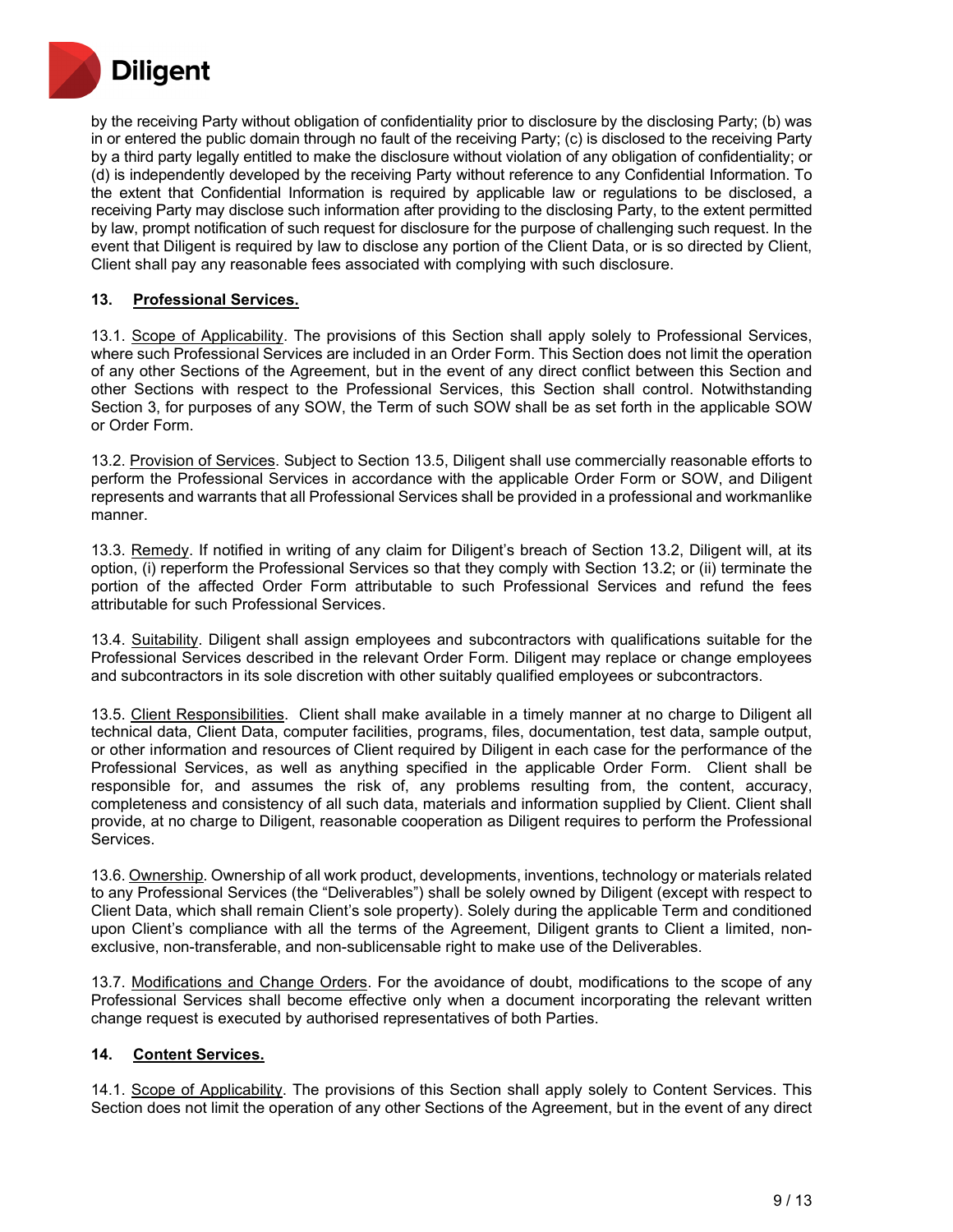by the receiving Party without obligation of confidentiality prior to disclosure by the disclosing Party; (b) was in or entered the public domain through no fault of the receiving Party; (c) is disclosed to the receiving Party by a third party legally entitled to make the disclosure without violation of any obligation of confidentiality; or (d) is independently developed by the receiving Party without reference to any Confidential Information. To the extent that Confidential Information is required by applicable law or regulations to be disclosed, a receiving Party may disclose such information after providing to the disclosing Party, to the extent permitted by law, prompt notification of such request for disclosure for the purpose of challenging such request. In the event that Diligent is required by law to disclose any portion of the Client Data, or is so directed by Client, Client shall pay any reasonable fees associated with complying with such disclosure.

**13. Professional Services.**

13.1. Scope of Applicability. The provisions of this Section shall apply solely to Professional Services, where such Professional Services are included in an Order Form. This Section does not limit the operation of any other Sections of the Agreement, but in the event of any direct conflict between this Section and other Sections with respect to the Professional Services, this Section shall control. Notwithstanding Section 3, for purposes of any SOW, the Term of such SOW shall be as set forth in the applicable SOW or Order Form.

13.2. Provision of Services. Subject to Section 13.5, Diligent shall use commercially reasonable efforts to perform the Professional Services in accordance with the applicable Order Form or SOW, and Diligent represents and warrants that all Professional Services shall be provided in a professional and workmanlike manner.

13.3. Remedy. If notified in writing of any claim for Diligent's breach of Section 13.2, Diligent will, at its option, (i) reperform the Professional Services so that they comply with Section 13.2; or (ii) terminate the portion of the affected Order Form attributable to such Professional Services and refund the fees attributable for such Professional Services.

13.4. Suitability. Diligent shall assign employees and subcontractors with qualifications suitable for the Professional Services described in the relevant Order Form. Diligent may replace or change employees and subcontractors in its sole discretion with other suitably qualified employees or subcontractors.

13.5. Client Responsibilities. Client shall make available in a timely manner at no charge to Diligent all technical data, Client Data, computer facilities, programs, files, documentation, test data, sample output, or other information and resources of Client required by Diligent in each case for the performance of the Professional Services, as well as anything specified in the applicable Order Form. Client shall be responsible for, and assumes the risk of, any problems resulting from, the content, accuracy, completeness and consistency of all such data, materials and information supplied by Client. Client shall provide, at no charge to Diligent, reasonable cooperation as Diligent requires to perform the Professional Services.

13.6. Ownership. Ownership of all work product, developments, inventions, technology or materials related to any Professional Services (the "Deliverables") shall be solely owned by Diligent (except with respect to Client Data, which shall remain Client's sole property). Solely during the applicable Term and conditioned upon Client's compliance with all the terms of the Agreement, Diligent grants to Client a limited, non-exclusive, non-transferable, and non-sublicensable right to make use of the Deliverables.

13.7. Modifications and Change Orders. For the avoidance of doubt, modifications to the scope of any Professional Services shall become effective only when a document incorporating the relevant written change request is executed by authorised representatives of both Parties.

**14. Content Services.**

14.1. Scope of Applicability. The provisions of this Section shall apply solely to Content Services. This Section does not limit the operation of any other Sections of the Agreement, but in the event of any direct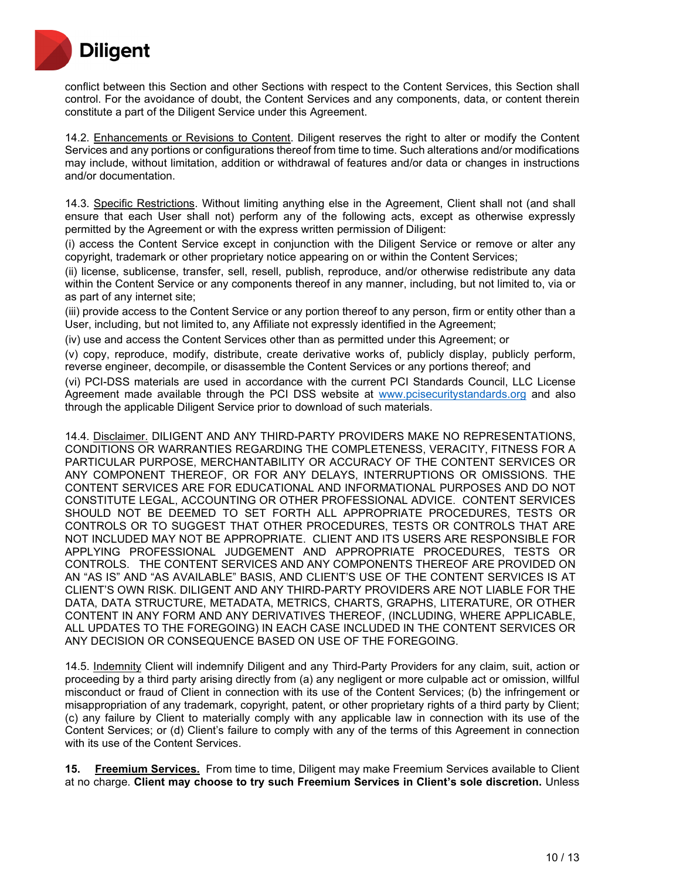conflict between this Section and other Sections with respect to the Content Services, this Section shall control. For the avoidance of doubt, the Content Services and any components, data, or content therein constitute a part of the Diligent Service under this Agreement.

14.2. Enhancements or Revisions to Content. Diligent reserves the right to alter or modify the Content Services and any portions or configurations thereof from time to time. Such alterations and/or modifications may include, without limitation, addition or withdrawal of features and/or data or changes in instructions and/or documentation.

14.3. Specific Restrictions. Without limiting anything else in the Agreement, Client shall not (and shall ensure that each User shall not) perform any of the following acts, except as otherwise expressly permitted by the Agreement or with the express written permission of Diligent:

(i) access the Content Service except in conjunction with the Diligent Service or remove or alter any copyright, trademark or other proprietary notice appearing on or within the Content Services;

(ii) license, sublicense, transfer, sell, resell, publish, reproduce, and/or otherwise redistribute any data within the Content Service or any components thereof in any manner, including, but not limited to, via or as part of any internet site;

(iii) provide access to the Content Service or any portion thereof to any person, firm or entity other than a User, including, but not limited to, any Affiliate not expressly identified in the Agreement;

(iv) use and access the Content Services other than as permitted under this Agreement; or

(v) copy, reproduce, modify, distribute, create derivative works of, publicly display, publicly perform, reverse engineer, decompile, or disassemble the Content Services or any portions thereof; and

(vi) PCI-DSS materials are used in accordance with the current PCI Standards Council, LLC License Agreement made available through the PCI DSS website at www.pcisecuritystandards.org and also through the applicable Diligent Service prior to download of such materials.

14.4. Disclaimer. DILIGENT AND ANY THIRD-PARTY PROVIDERS MAKE NO REPRESENTATIONS, CONDITIONS OR WARRANTIES REGARDING THE COMPLETENESS, VERACITY, FITNESS FOR A PARTICULAR PURPOSE, MERCHANTABILITY OR ACCURACY OF THE CONTENT SERVICES OR ANY COMPONENT THEREOF, OR FOR ANY DELAYS, INTERRUPTIONS OR OMISSIONS. THE CONTENT SERVICES ARE FOR EDUCATIONAL AND INFORMATIONAL PURPOSES AND DO NOT CONSTITUTE LEGAL, ACCOUNTING OR OTHER PROFESSIONAL ADVICE. CONTENT SERVICES SHOULD NOT BE DEEMED TO SET FORTH ALL APPROPRIATE PROCEDURES, TESTS OR CONTROLS OR TO SUGGEST THAT OTHER PROCEDURES, TESTS OR CONTROLS THAT ARE NOT INCLUDED MAY NOT BE APPROPRIATE. CLIENT AND ITS USERS ARE RESPONSIBLE FOR APPLYING PROFESSIONAL JUDGEMENT AND APPROPRIATE PROCEDURES, TESTS OR CONTROLS. THE CONTENT SERVICES AND ANY COMPONENTS THEREOF ARE PROVIDED ON AN "AS IS" AND "AS AVAILABLE" BASIS, AND CLIENT'S USE OF THE CONTENT SERVICES IS AT CLIENT'S OWN RISK. DILIGENT AND ANY THIRD-PARTY PROVIDERS ARE NOT LIABLE FOR THE DATA, DATA STRUCTURE, METADATA, METRICS, CHARTS, GRAPHS, LITERATURE, OR OTHER CONTENT IN ANY FORM AND ANY DERIVATIVES THEREOF, (INCLUDING, WHERE APPLICABLE, ALL UPDATES TO THE FOREGOING) IN EACH CASE INCLUDED IN THE CONTENT SERVICES OR ANY DECISION OR CONSEQUENCE BASED ON USE OF THE FOREGOING.

14.5. Indemnity Client will indemnify Diligent and any Third-Party Providers for any claim, suit, action or proceeding by a third party arising directly from (a) any negligent or more culpable act or omission, willful misconduct or fraud of Client in connection with its use of the Content Services; (b) the infringement or misappropriation of any trademark, copyright, patent, or other proprietary rights of a third party by Client; (c) any failure by Client to materially comply with any applicable law in connection with its use of the Content Services; or (d) Client's failure to comply with any of the terms of this Agreement in connection with its use of the Content Services.

**15. Freemium Services.** From time to time, Diligent may make Freemium Services available to Client at no charge. **Client may choose to try such Freemium Services in Client's sole discretion.** Unless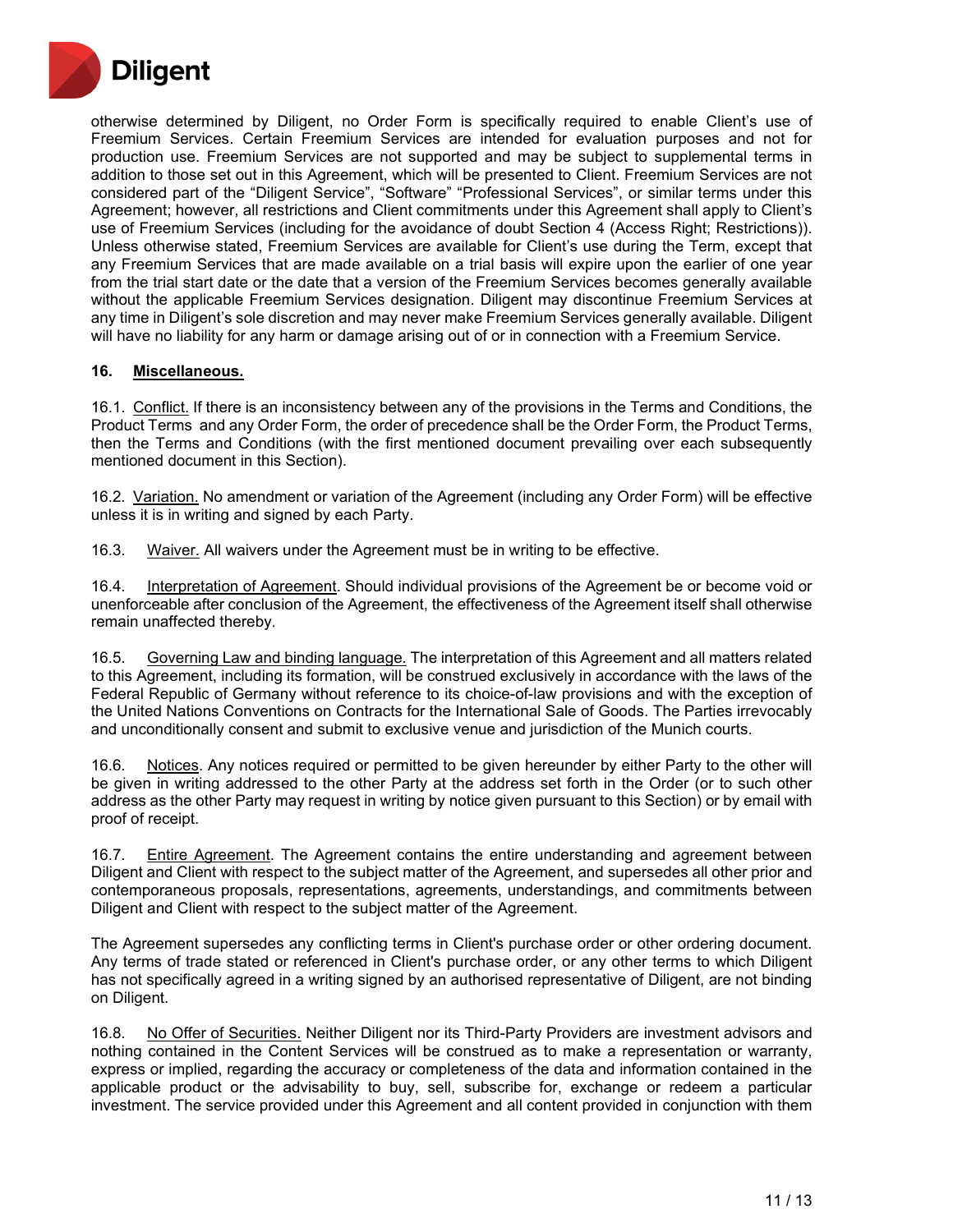otherwise determined by Diligent, no Order Form is specifically required to enable Client's use of Freemium Services. Certain Freemium Services are intended for evaluation purposes and not for production use. Freemium Services are not supported and may be subject to supplemental terms in addition to those set out in this Agreement, which will be presented to Client. Freemium Services are not considered part of the "Diligent Service", "Software" "Professional Services", or similar terms under this Agreement; however, all restrictions and Client commitments under this Agreement shall apply to Client's use of Freemium Services (including for the avoidance of doubt Section 4 (Access Right; Restrictions)). Unless otherwise stated, Freemium Services are available for Client's use during the Term, except that any Freemium Services that are made available on a trial basis will expire upon the earlier of one year from the trial start date or the date that a version of the Freemium Services becomes generally available without the applicable Freemium Services designation. Diligent may discontinue Freemium Services at any time in Diligent's sole discretion and may never make Freemium Services generally available. Diligent will have no liability for any harm or damage arising out of or in connection with a Freemium Service.

**16. Miscellaneous.**

16.1. Conflict. If there is an inconsistency between any of the provisions in the Terms and Conditions, the Product Terms and any Order Form, the order of precedence shall be the Order Form, the Product Terms, then the Terms and Conditions (with the first mentioned document prevailing over each subsequently mentioned document in this Section).

16.2. Variation. No amendment or variation of the Agreement (including any Order Form) will be effective unless it is in writing and signed by each Party.

16.3. Waiver. All waivers under the Agreement must be in writing to be effective.

16.4. Interpretation of Agreement. Should individual provisions of the Agreement be or become void or unenforceable after conclusion of the Agreement, the effectiveness of the Agreement itself shall otherwise remain unaffected thereby.

16.5. Governing Law and binding language. The interpretation of this Agreement and all matters related to this Agreement, including its formation, will be construed exclusively in accordance with the laws of the Federal Republic of Germany without reference to its choice-of-law provisions and with the exception of the United Nations Conventions on Contracts for the International Sale of Goods. The Parties irrevocably and unconditionally consent and submit to exclusive venue and jurisdiction of the Munich courts.

16.6. Notices. Any notices required or permitted to be given hereunder by either Party to the other will be given in writing addressed to the other Party at the address set forth in the Order (or to such other address as the other Party may request in writing by notice given pursuant to this Section) or by email with proof of receipt.

16.7. Entire Agreement. The Agreement contains the entire understanding and agreement between Diligent and Client with respect to the subject matter of the Agreement, and supersedes all other prior and contemporaneous proposals, representations, agreements, understandings, and commitments between Diligent and Client with respect to the subject matter of the Agreement.

The Agreement supersedes any conflicting terms in Client's purchase order or other ordering document. Any terms of trade stated or referenced in Client's purchase order, or any other terms to which Diligent has not specifically agreed in a writing signed by an authorised representative of Diligent, are not binding on Diligent.

16.8. No Offer of Securities. Neither Diligent nor its Third-Party Providers are investment advisors and nothing contained in the Content Services will be construed as to make a representation or warranty, express or implied, regarding the accuracy or completeness of the data and information contained in the applicable product or the advisability to buy, sell, subscribe for, exchange or redeem a particular investment. The service provided under this Agreement and all content provided in conjunction with them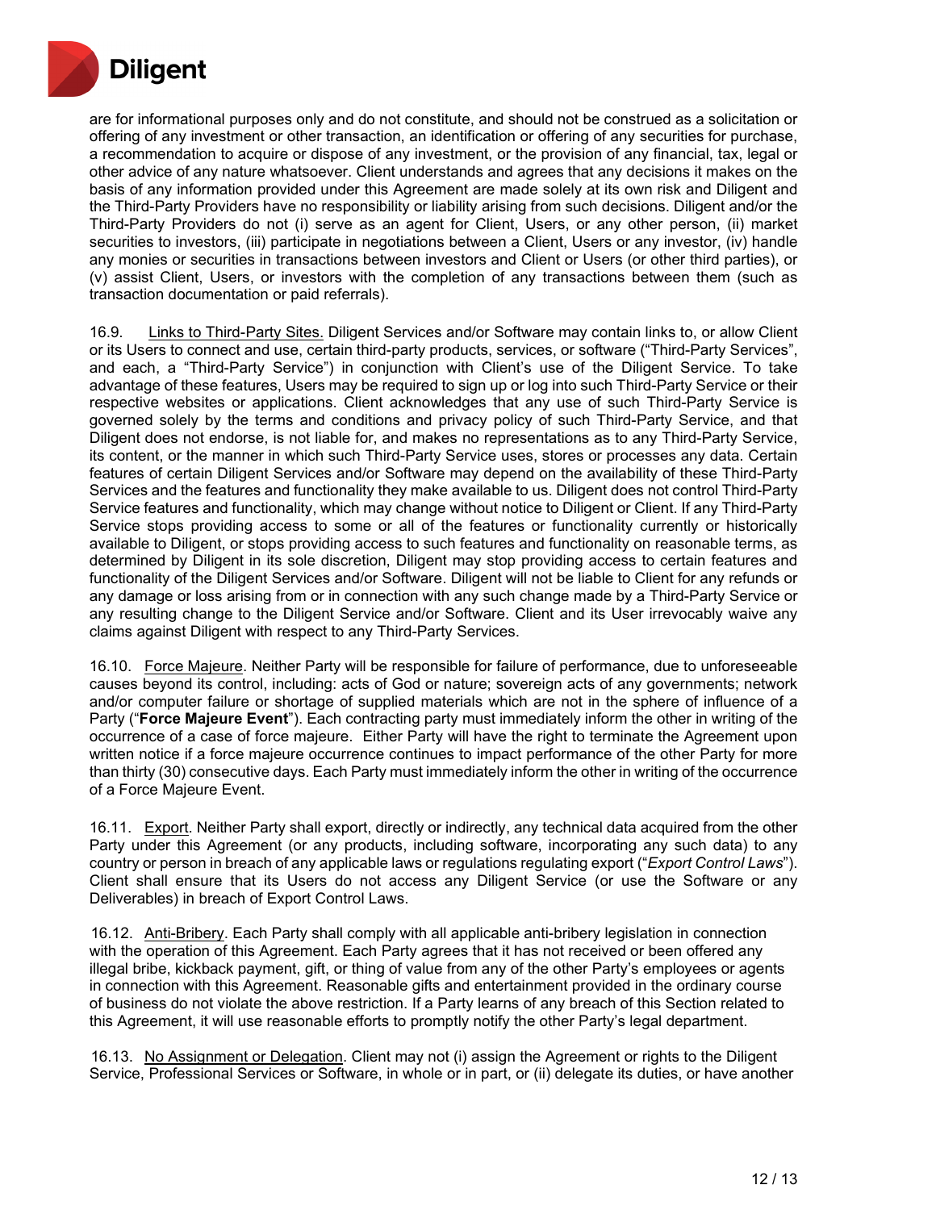are for informational purposes only and do not constitute, and should not be construed as a solicitation or offering of any investment or other transaction, an identification or offering of any securities for purchase, a recommendation to acquire or dispose of any investment, or the provision of any financial, tax, legal or other advice of any nature whatsoever. Client understands and agrees that any decisions it makes on the basis of any information provided under this Agreement are made solely at its own risk and Diligent and the Third-Party Providers have no responsibility or liability arising from such decisions. Diligent and/or the Third-Party Providers do not (i) serve as an agent for Client, Users, or any other person, (ii) market securities to investors, (iii) participate in negotiations between a Client, Users or any investor, (iv) handle any monies or securities in transactions between investors and Client or Users (or other third parties), or (v) assist Client, Users, or investors with the completion of any transactions between them (such as transaction documentation or paid referrals).

16.9. Links to Third-Party Sites. Diligent Services and/or Software may contain links to, or allow Client or its Users to connect and use, certain third-party products, services, or software ("Third-Party Services", and each, a "Third-Party Service") in conjunction with Client's use of the Diligent Service. To take advantage of these features, Users may be required to sign up or log into such Third-Party Service or their respective websites or applications. Client acknowledges that any use of such Third-Party Service is governed solely by the terms and conditions and privacy policy of such Third-Party Service, and that Diligent does not endorse, is not liable for, and makes no representations as to any Third-Party Service, its content, or the manner in which such Third-Party Service uses, stores or processes any data. Certain features of certain Diligent Services and/or Software may depend on the availability of these Third-Party Services and the features and functionality they make available to us. Diligent does not control Third-Party Service features and functionality, which may change without notice to Diligent or Client. If any Third-Party Service stops providing access to some or all of the features or functionality currently or historically available to Diligent, or stops providing access to such features and functionality on reasonable terms, as determined by Diligent in its sole discretion, Diligent may stop providing access to certain features and functionality of the Diligent Services and/or Software. Diligent will not be liable to Client for any refunds or any damage or loss arising from or in connection with any such change made by a Third-Party Service or any resulting change to the Diligent Service and/or Software. Client and its User irrevocably waive any claims against Diligent with respect to any Third-Party Services.

16.10. Force Majeure. Neither Party will be responsible for failure of performance, due to unforeseeable causes beyond its control, including: acts of God or nature; sovereign acts of any governments; network and/or computer failure or shortage of supplied materials which are not in the sphere of influence of a Party ("**Force Majeure Event**"). Each contracting party must immediately inform the other in writing of the occurrence of a case of force majeure. Either Party will have the right to terminate the Agreement upon written notice if a force majeure occurrence continues to impact performance of the other Party for more than thirty (30) consecutive days. Each Party must immediately inform the other in writing of the occurrence of a Force Majeure Event.

16.11. Export. Neither Party shall export, directly or indirectly, any technical data acquired from the other Party under this Agreement (or any products, including software, incorporating any such data) to any country or person in breach of any applicable laws or regulations regulating export ("*Export Control Laws*"). Client shall ensure that its Users do not access any Diligent Service (or use the Software or any Deliverables) in breach of Export Control Laws.

16.12. Anti-Bribery. Each Party shall comply with all applicable anti-bribery legislation in connection with the operation of this Agreement. Each Party agrees that it has not received or been offered any illegal bribe, kickback payment, gift, or thing of value from any of the other Party's employees or agents in connection with this Agreement. Reasonable gifts and entertainment provided in the ordinary course of business do not violate the above restriction. If a Party learns of any breach of this Section related to this Agreement, it will use reasonable efforts to promptly notify the other Party's legal department.

16.13. No Assignment or Delegation. Client may not (i) assign the Agreement or rights to the Diligent Service, Professional Services or Software, in whole or in part, or (ii) delegate its duties, or have another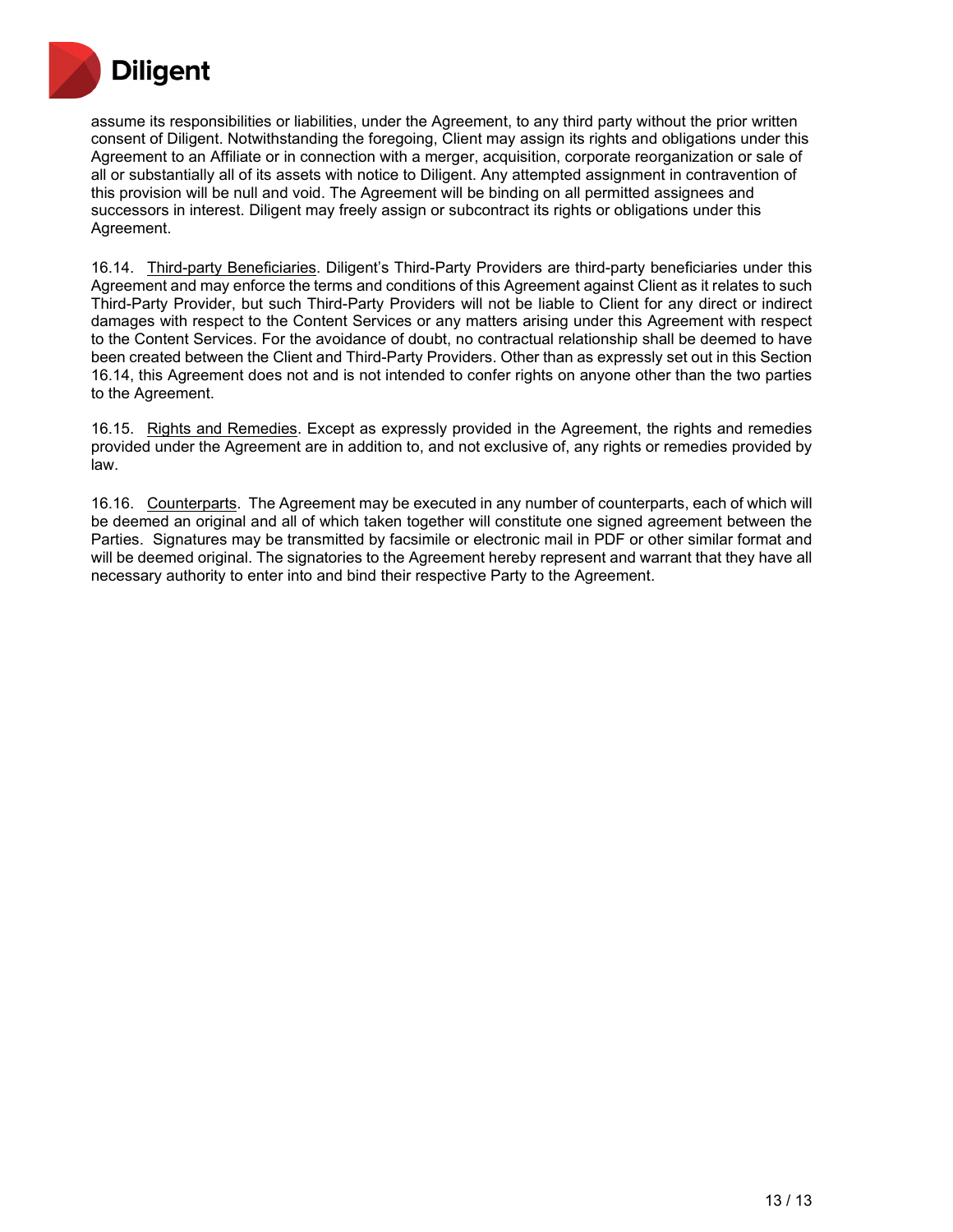assume its responsibilities or liabilities, under the Agreement, to any third party without the prior written consent of Diligent. Notwithstanding the foregoing, Client may assign its rights and obligations under this Agreement to an Affiliate or in connection with a merger, acquisition, corporate reorganization or sale of all or substantially all of its assets with notice to Diligent. Any attempted assignment in contravention of this provision will be null and void. The Agreement will be binding on all permitted assignees and successors in interest. Diligent may freely assign or subcontract its rights or obligations under this Agreement.

16.14. Third-party Beneficiaries. Diligent's Third-Party Providers are third-party beneficiaries under this Agreement and may enforce the terms and conditions of this Agreement against Client as it relates to such Third-Party Provider, but such Third-Party Providers will not be liable to Client for any direct or indirect damages with respect to the Content Services or any matters arising under this Agreement with respect to the Content Services. For the avoidance of doubt, no contractual relationship shall be deemed to have been created between the Client and Third-Party Providers. Other than as expressly set out in this Section 16.14, this Agreement does not and is not intended to confer rights on anyone other than the two parties to the Agreement.

16.15. Rights and Remedies. Except as expressly provided in the Agreement, the rights and remedies provided under the Agreement are in addition to, and not exclusive of, any rights or remedies provided by law.

16.16. Counterparts. The Agreement may be executed in any number of counterparts, each of which will be deemed an original and all of which taken together will constitute one signed agreement between the Parties. Signatures may be transmitted by facsimile or electronic mail in PDF or other similar format and will be deemed original. The signatories to the Agreement hereby represent and warrant that they have all necessary authority to enter into and bind their respective Party to the Agreement.